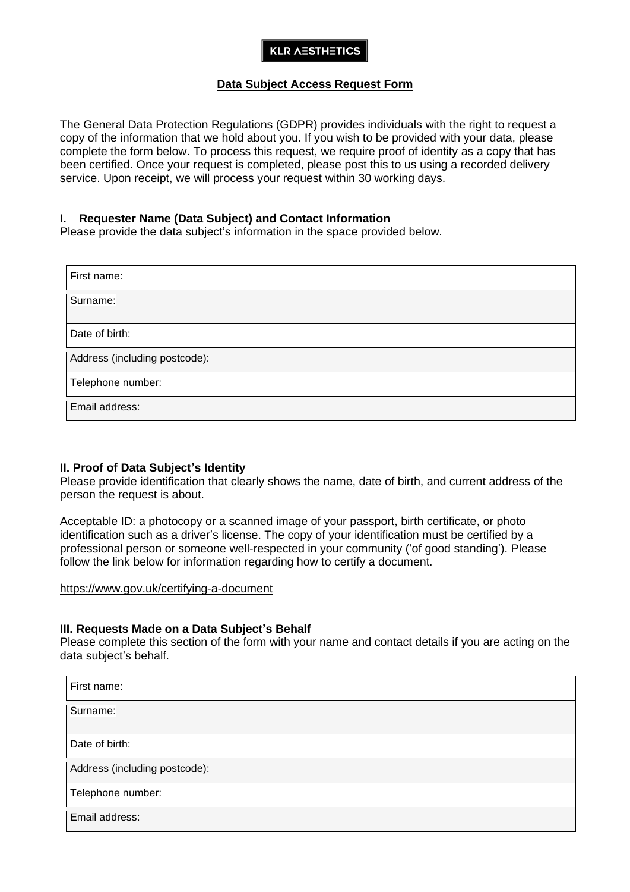KLR ΛΞSTHΞTICS

# Data Subject Access Request Form

The General Data Protection Regulations (GDPR) provides individuals with the right to request a copy of the information that we hold about you. If you wish to be provided with your data, please complete the form below. To process this request, we require proof of identity as a copy that has been certified. Once your request is completed, please post this to us using a recorded delivery service. Upon receipt, we will process your request within 30 working days.

## I. Requester Name (Data Subject) and Contact Information

Please provide the data subject's information in the space provided below.

| |
|---|
| First name: |
| Surname: |
| Date of birth: |
| Address (including postcode): |
| Telephone number: |
| Email address: |

## II. Proof of Data Subject's Identity

Please provide identification that clearly shows the name, date of birth, and current address of the person the request is about.

Acceptable ID: a photocopy or a scanned image of your passport, birth certificate, or photo identification such as a driver's license. The copy of your identification must be certified by a professional person or someone well-respected in your community ('of good standing'). Please follow the link below for information regarding how to certify a document.

https://www.gov.uk/certifying-a-document

## III. Requests Made on a Data Subject's Behalf

Please complete this section of the form with your name and contact details if you are acting on the data subject's behalf.

| |
|---|
| First name: |
| Surname: |
| Date of birth: |
| Address (including postcode): |
| Telephone number: |
| Email address: |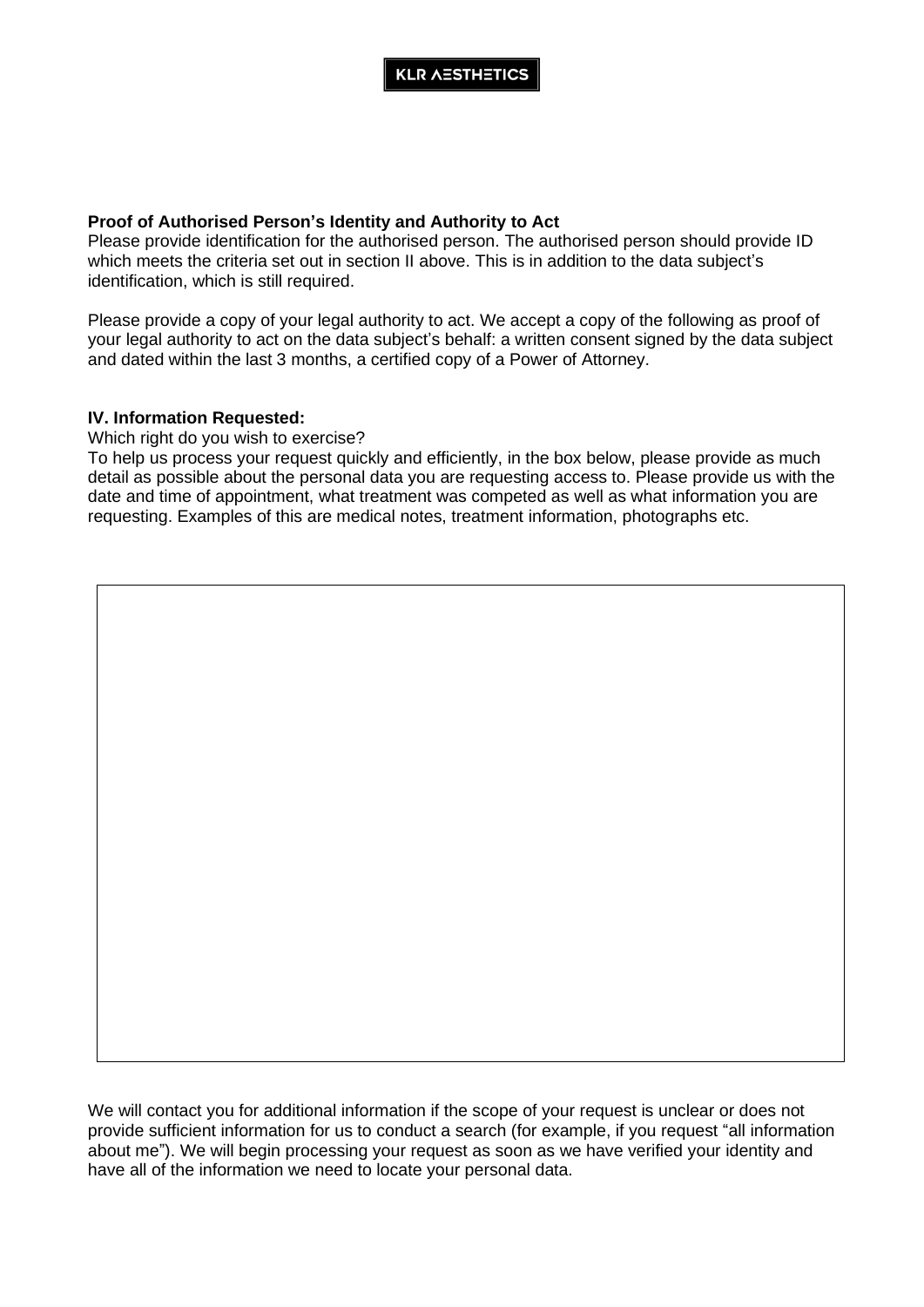**Proof of Authorised Person's Identity and Authority to Act**

Please provide identification for the authorised person. The authorised person should provide ID which meets the criteria set out in section II above. This is in addition to the data subject's identification, which is still required.

Please provide a copy of your legal authority to act. We accept a copy of the following as proof of your legal authority to act on the data subject's behalf: a written consent signed by the data subject and dated within the last 3 months, a certified copy of a Power of Attorney.

**IV. Information Requested:**

Which right do you wish to exercise?

To help us process your request quickly and efficiently, in the box below, please provide as much detail as possible about the personal data you are requesting access to. Please provide us with the date and time of appointment, what treatment was competed as well as what information you are requesting. Examples of this are medical notes, treatment information, photographs etc.

| |
|---|
| |

We will contact you for additional information if the scope of your request is unclear or does not provide sufficient information for us to conduct a search (for example, if you request "all information about me"). We will begin processing your request as soon as we have verified your identity and have all of the information we need to locate your personal data.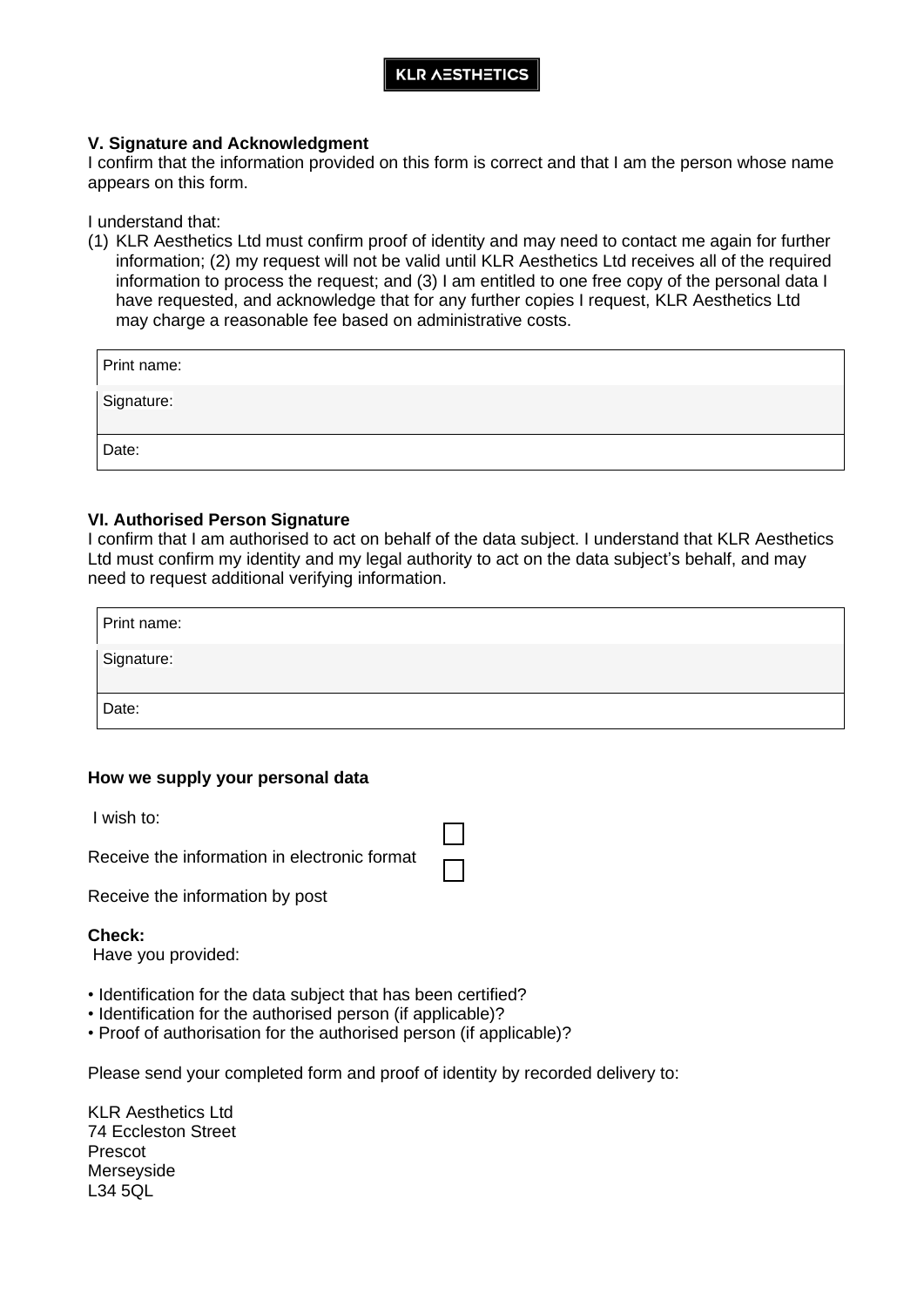KLR AESTHETICS

**V. Signature and Acknowledgment**

I confirm that the information provided on this form is correct and that I am the person whose name appears on this form.

I understand that:

(1) KLR Aesthetics Ltd must confirm proof of identity and may need to contact me again for further information; (2) my request will not be valid until KLR Aesthetics Ltd receives all of the required information to process the request; and (3) I am entitled to one free copy of the personal data I have requested, and acknowledge that for any further copies I request, KLR Aesthetics Ltd may charge a reasonable fee based on administrative costs.

| |
|---|
| Print name: |
| Signature: |
| Date: |

**VI. Authorised Person Signature**

I confirm that I am authorised to act on behalf of the data subject. I understand that KLR Aesthetics Ltd must confirm my identity and my legal authority to act on the data subject's behalf, and may need to request additional verifying information.

| |
|---|
| Print name: |
| Signature: |
| Date: |

**How we supply your personal data**

I wish to:

Receive the information in electronic format ☐

Receive the information by post ☐

**Check:**

Have you provided:

- Identification for the data subject that has been certified?
- Identification for the authorised person (if applicable)?
- Proof of authorisation for the authorised person (if applicable)?

Please send your completed form and proof of identity by recorded delivery to:

KLR Aesthetics Ltd
74 Eccleston Street
Prescot
Merseyside
L34 5QL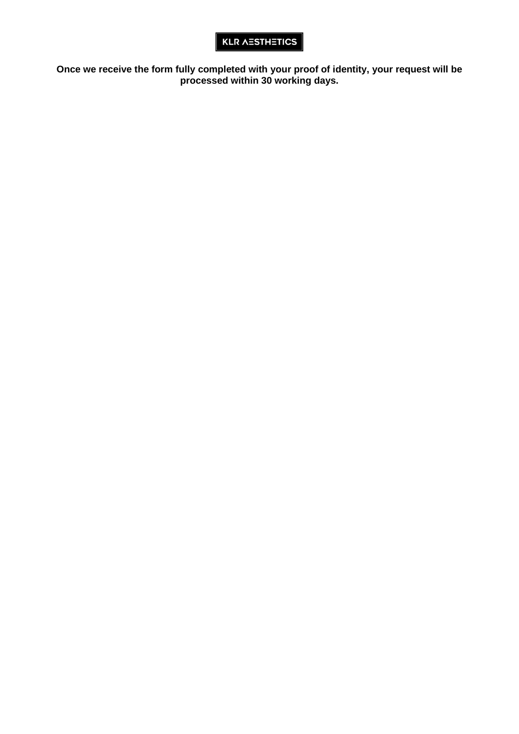**Once we receive the form fully completed with your proof of identity, your request will be processed within 30 working days.**